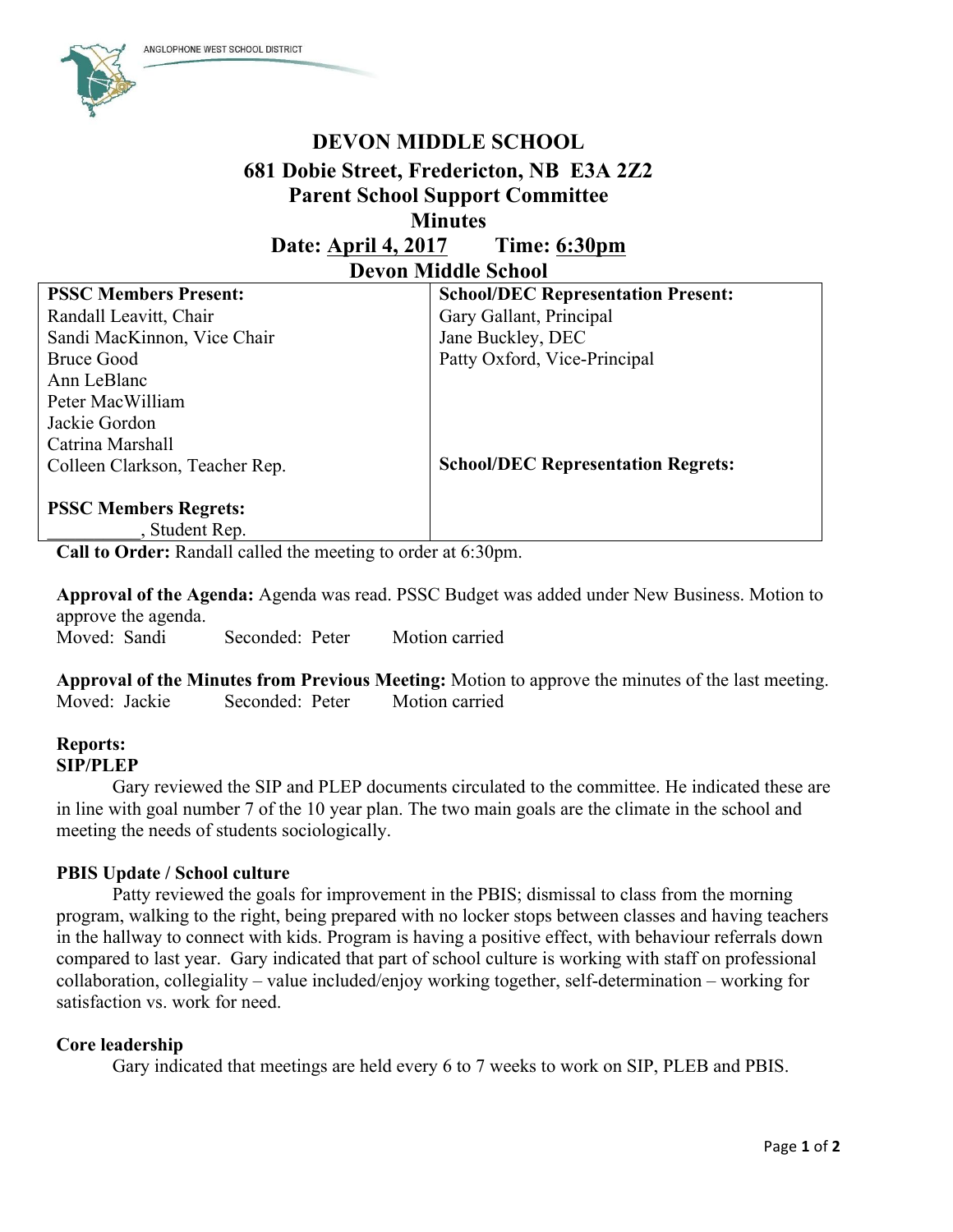ANGLOPHONE WEST SCHOOL DISTRICT

# DEVON MIDDLE SCHOOL

## 681 Dobie Street, Fredericton, NB E3A 2Z2

## Parent School Support Committee

## Minutes

**Date: April 4, 2017 Time: 6:30pm**

**Devon Middle School**

| **PSSC Members Present:** | **School/DEC Representation Present:** |
|---|---|
| Randall Leavitt, Chair | Gary Gallant, Principal |
| Sandi MacKinnon, Vice Chair | Jane Buckley, DEC |
| Bruce Good | Patty Oxford, Vice-Principal |
| Ann LeBlanc | |
| Peter MacWilliam | |
| Jackie Gordon | |
| Catrina Marshall | |
| Colleen Clarkson, Teacher Rep. | **School/DEC Representation Regrets:** |
| | |
| **PSSC Members Regrets:** | |
| __________, Student Rep. | |

**Call to Order:** Randall called the meeting to order at 6:30pm.

**Approval of the Agenda:** Agenda was read. PSSC Budget was added under New Business. Motion to approve the agenda.
Moved: Sandi Seconded: Peter Motion carried

**Approval of the Minutes from Previous Meeting:** Motion to approve the minutes of the last meeting.
Moved: Jackie Seconded: Peter Motion carried

**Reports:**

**SIP/PLEP**

Gary reviewed the SIP and PLEP documents circulated to the committee. He indicated these are in line with goal number 7 of the 10 year plan. The two main goals are the climate in the school and meeting the needs of students sociologically.

**PBIS Update / School culture**

Patty reviewed the goals for improvement in the PBIS; dismissal to class from the morning program, walking to the right, being prepared with no locker stops between classes and having teachers in the hallway to connect with kids. Program is having a positive effect, with behaviour referrals down compared to last year. Gary indicated that part of school culture is working with staff on professional collaboration, collegiality – value included/enjoy working together, self-determination – working for satisfaction vs. work for need.

**Core leadership**

Gary indicated that meetings are held every 6 to 7 weeks to work on SIP, PLEB and PBIS.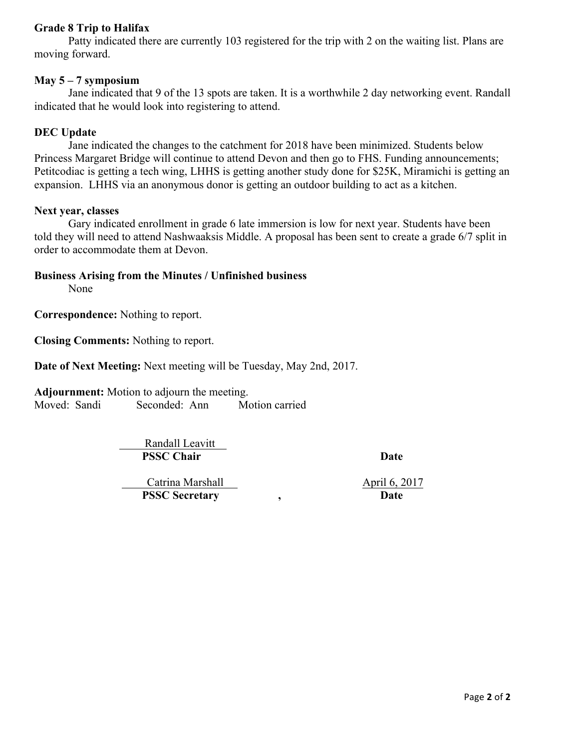**Grade 8 Trip to Halifax**

Patty indicated there are currently 103 registered for the trip with 2 on the waiting list. Plans are moving forward.

**May 5 – 7 symposium**

Jane indicated that 9 of the 13 spots are taken. It is a worthwhile 2 day networking event. Randall indicated that he would look into registering to attend.

**DEC Update**

Jane indicated the changes to the catchment for 2018 have been minimized. Students below Princess Margaret Bridge will continue to attend Devon and then go to FHS. Funding announcements; Petitcodiac is getting a tech wing, LHHS is getting another study done for $25K, Miramichi is getting an expansion. LHHS via an anonymous donor is getting an outdoor building to act as a kitchen.

**Next year, classes**

Gary indicated enrollment in grade 6 late immersion is low for next year. Students have been told they will need to attend Nashwaaksis Middle. A proposal has been sent to create a grade 6/7 split in order to accommodate them at Devon.

**Business Arising from the Minutes / Unfinished business**

None

**Correspondence:** Nothing to report.

**Closing Comments:** Nothing to report.

**Date of Next Meeting:** Next meeting will be Tuesday, May 2nd, 2017.

**Adjournment:** Motion to adjourn the meeting.
Moved: Sandi Seconded: Ann Motion carried

Randall Leavitt
**PSSC Chair** **Date**

Catrina Marshall April 6, 2017
**PSSC Secretary** , **Date**